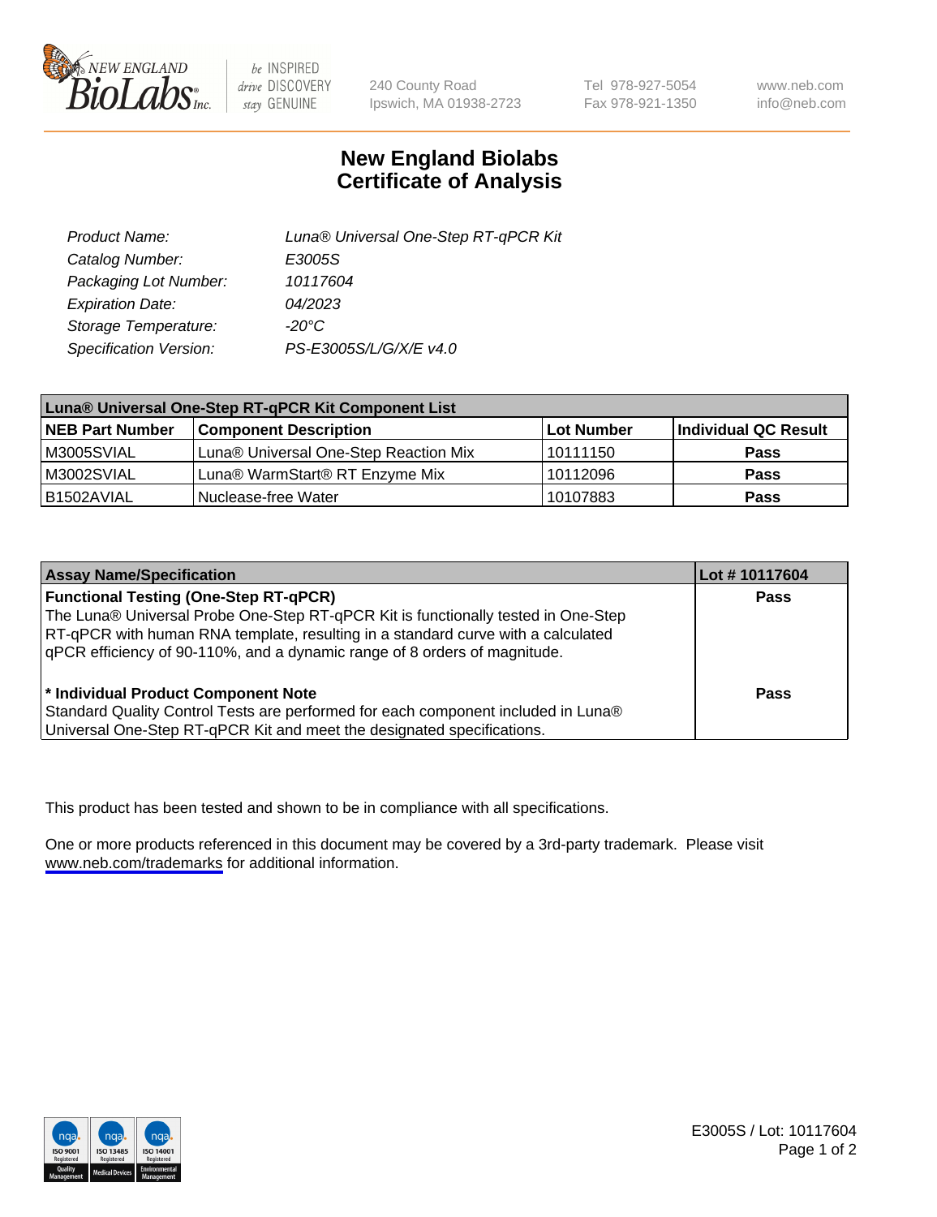New England BioLabs Inc. — be INSPIRED drive DISCOVERY stay GENUINE

240 County Road
Ipswich, MA 01938-2723

Tel 978-927-5054
Fax 978-921-1350

www.neb.com
info@neb.com

# New England Biolabs
# Certificate of Analysis

| | |
|---|---|
| *Product Name:* | *Luna® Universal One-Step RT-qPCR Kit* |
| *Catalog Number:* | *E3005S* |
| *Packaging Lot Number:* | *10117604* |
| *Expiration Date:* | *04/2023* |
| *Storage Temperature:* | *-20°C* |
| *Specification Version:* | *PS-E3005S/L/G/X/E v4.0* |

| **Luna® Universal One-Step RT-qPCR Kit Component List** | | | |
|---|---|---|---|
| **NEB Part Number** | **Component Description** | **Lot Number** | **Individual QC Result** |
| M3005SVIAL | Luna® Universal One-Step Reaction Mix | 10111150 | **Pass** |
| M3002SVIAL | Luna® WarmStart® RT Enzyme Mix | 10112096 | **Pass** |
| B1502AVIAL | Nuclease-free Water | 10107883 | **Pass** |

| **Assay Name/Specification** | **Lot # 10117604** |
|---|---|
| **Functional Testing (One-Step RT-qPCR)**<br>The Luna® Universal Probe One-Step RT-qPCR Kit is functionally tested in One-Step RT-qPCR with human RNA template, resulting in a standard curve with a calculated qPCR efficiency of 90-110%, and a dynamic range of 8 orders of magnitude. | **Pass** |
| **\* Individual Product Component Note**<br>Standard Quality Control Tests are performed for each component included in Luna® Universal One-Step RT-qPCR Kit and meet the designated specifications. | **Pass** |

This product has been tested and shown to be in compliance with all specifications.

One or more products referenced in this document may be covered by a 3rd-party trademark. Please visit www.neb.com/trademarks for additional information.

E3005S / Lot: 10117604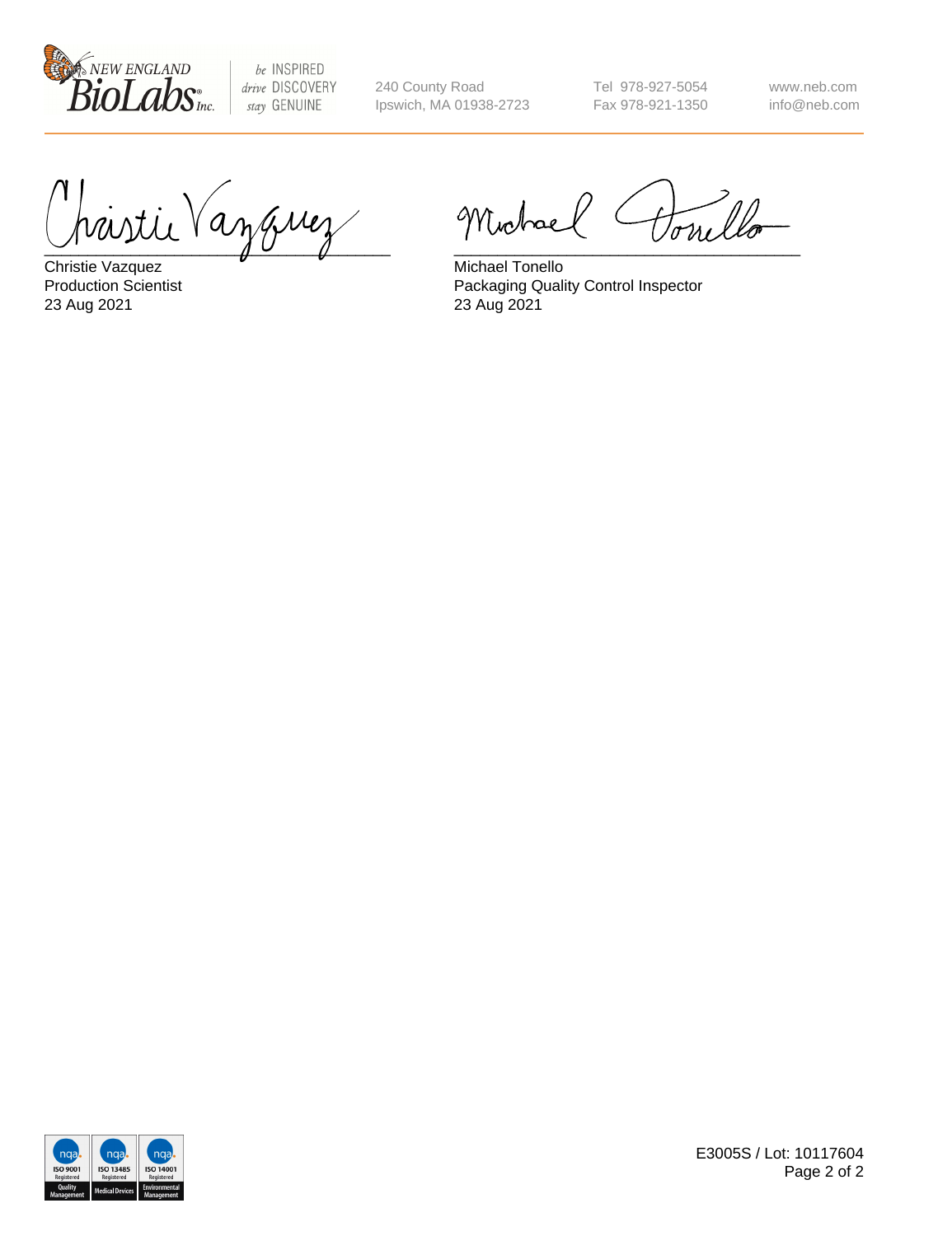Christie Vazquez
Production Scientist
23 Aug 2021

Michael Tonello
Packaging Quality Control Inspector
23 Aug 2021